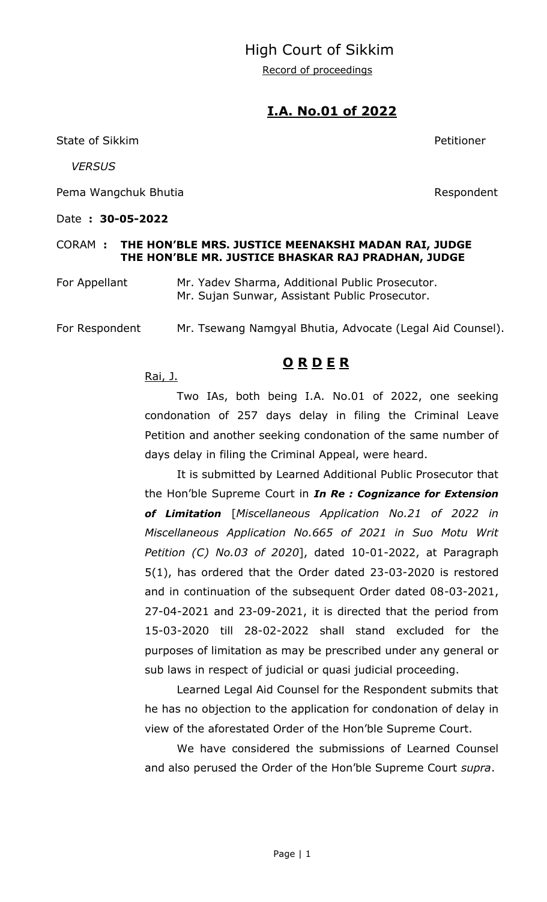# High Court of Sikkim

Record of proceedings

## I.A. No.01 of 2022

State of Sikkim — Petitioner

*VERSUS*

Pema Wangchuk Bhutia — Respondent

Date **: 30-05-2022**

CORAM **: THE HON'BLE MRS. JUSTICE MEENAKSHI MADAN RAI, JUDGE**
**THE HON'BLE MR. JUSTICE BHASKAR RAJ PRADHAN, JUDGE**

For Appellant: Mr. Yadev Sharma, Additional Public Prosecutor.
Mr. Sujan Sunwar, Assistant Public Prosecutor.

For Respondent: Mr. Tsewang Namgyal Bhutia, Advocate (Legal Aid Counsel).

## O R D E R

Rai, J.

Two IAs, both being I.A. No.01 of 2022, one seeking condonation of 257 days delay in filing the Criminal Leave Petition and another seeking condonation of the same number of days delay in filing the Criminal Appeal, were heard.

It is submitted by Learned Additional Public Prosecutor that the Hon'ble Supreme Court in ***In Re : Cognizance for Extension of Limitation*** [*Miscellaneous Application No.21 of 2022 in Miscellaneous Application No.665 of 2021 in Suo Motu Writ Petition (C) No.03 of 2020*], dated 10-01-2022, at Paragraph 5(1), has ordered that the Order dated 23-03-2020 is restored and in continuation of the subsequent Order dated 08-03-2021, 27-04-2021 and 23-09-2021, it is directed that the period from 15-03-2020 till 28-02-2022 shall stand excluded for the purposes of limitation as may be prescribed under any general or sub laws in respect of judicial or quasi judicial proceeding.

Learned Legal Aid Counsel for the Respondent submits that he has no objection to the application for condonation of delay in view of the aforestated Order of the Hon'ble Supreme Court.

We have considered the submissions of Learned Counsel and also perused the Order of the Hon'ble Supreme Court *supra*.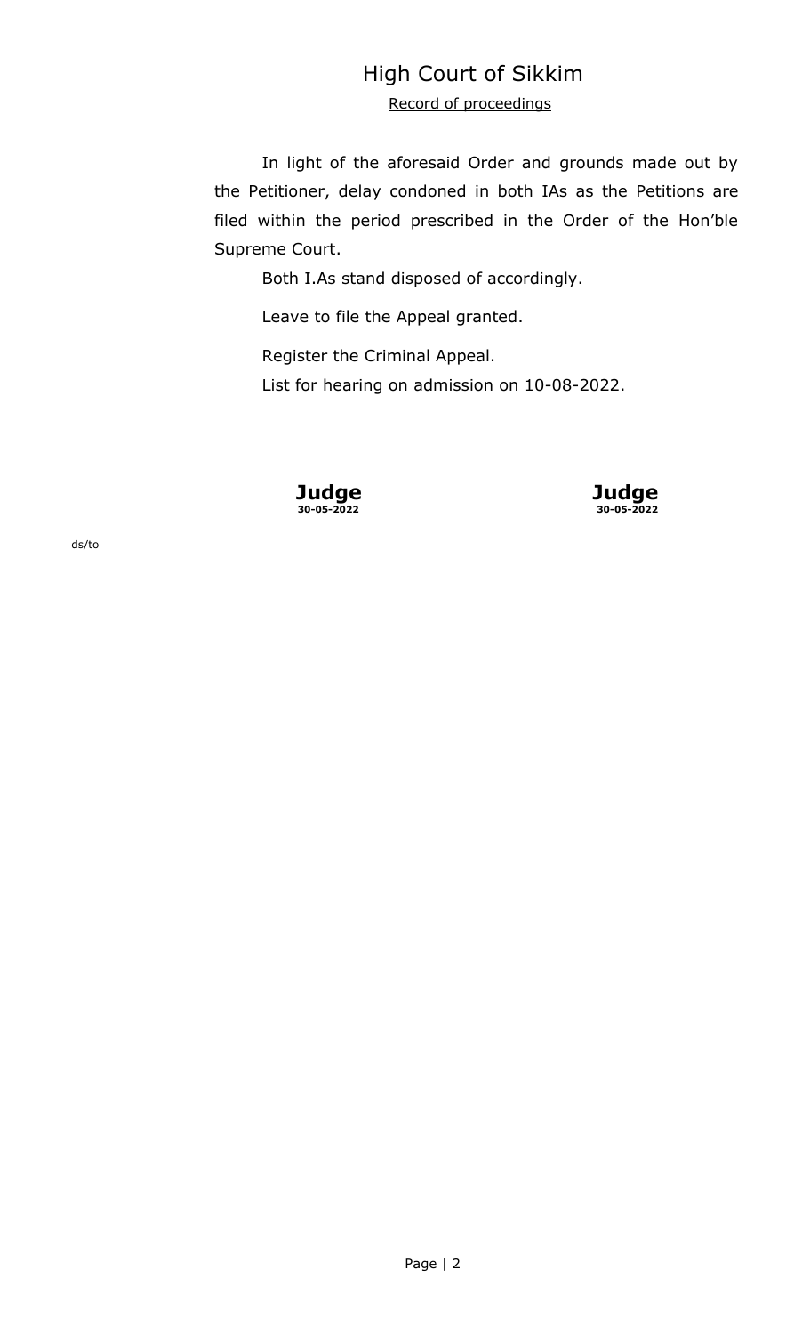# High Court of Sikkim

Record of proceedings

In light of the aforesaid Order and grounds made out by the Petitioner, delay condoned in both IAs as the Petitions are filed within the period prescribed in the Order of the Hon'ble Supreme Court.

Both I.As stand disposed of accordingly.

Leave to file the Appeal granted.

Register the Criminal Appeal.

List for hearing on admission on 10-08-2022.

**Judge**
**30-05-2022**

**Judge**
**30-05-2022**

ds/to